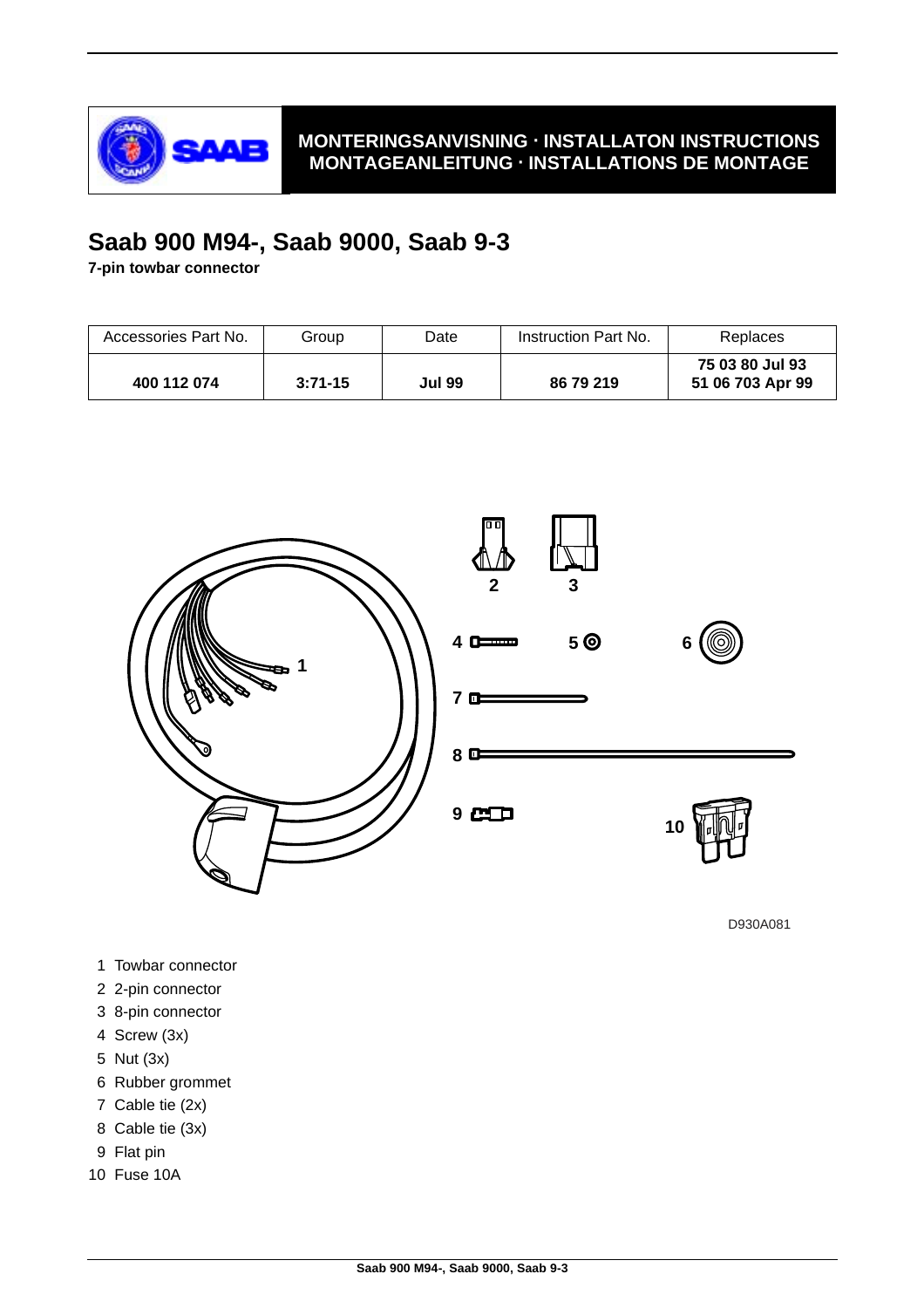MONTERINGSANVISNING · INSTALLATON INSTRUCTIONS
MONTAGEANLEITUNG · INSTALLATIONS DE MONTAGE

# Saab 900 M94-, Saab 9000, Saab 9-3

**7-pin towbar connector**

| Accessories Part No. | Group | Date | Instruction Part No. | Replaces |
|---|---|---|---|---|
| **400 112 074** | **3:71-15** | **Jul 99** | **86 79 219** | **75 03 80 Jul 93**<br>**51 06 703 Apr 99** |

D930A081

1 Towbar connector
2 2-pin connector
3 8-pin connector
4 Screw (3x)
5 Nut (3x)
6 Rubber grommet
7 Cable tie (2x)
8 Cable tie (3x)
9 Flat pin
10 Fuse 10A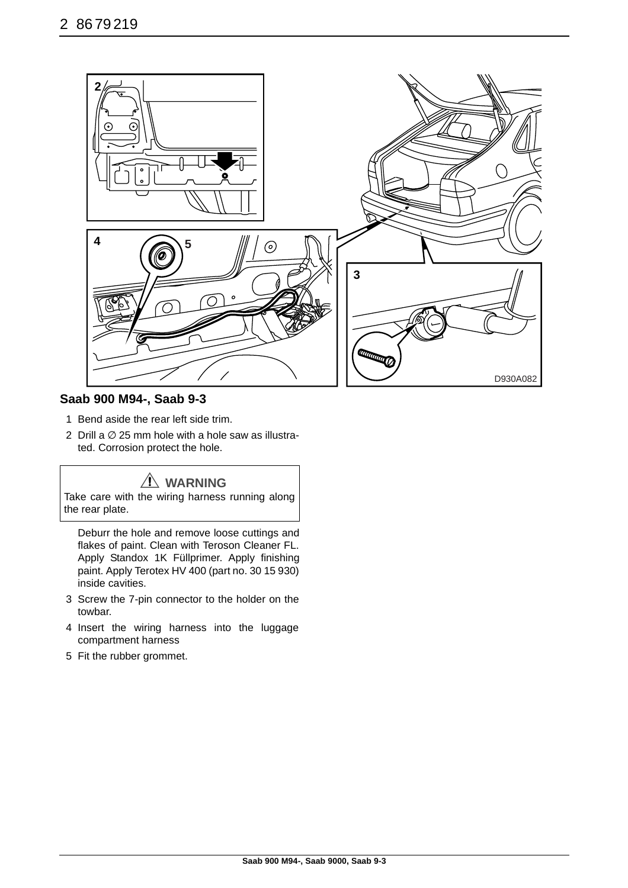## Saab 900 M94-, Saab 9-3

1. Bend aside the rear left side trim.
2. Drill a ∅ 25 mm hole with a hole saw as illustrated. Corrosion protect the hole.

> **⚠ WARNING**
> Take care with the wiring harness running along the rear plate.

   Deburr the hole and remove loose cuttings and flakes of paint. Clean with Teroson Cleaner FL. Apply Standox 1K Füllprimer. Apply finishing paint. Apply Terotex HV 400 (part no. 30 15 930) inside cavities.

3. Screw the 7-pin connector to the holder on the towbar.
4. Insert the wiring harness into the luggage compartment harness
5. Fit the rubber grommet.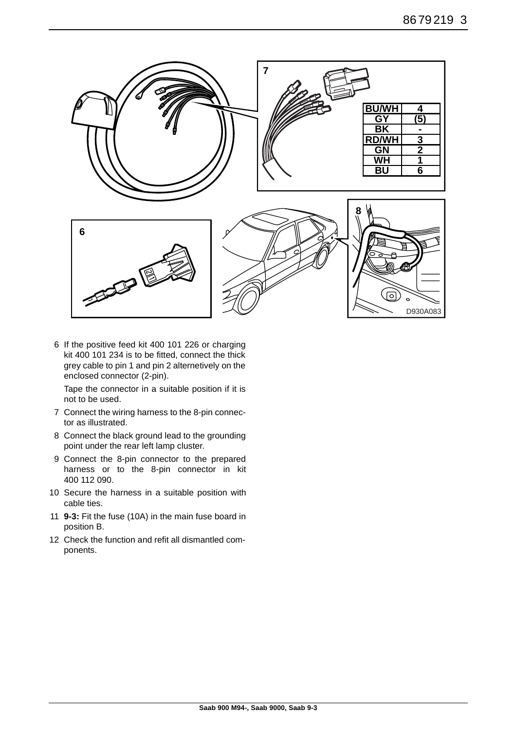| BU/WH | 4 |
| --- | --- |
| GY | (5) |
| BK | - |
| RD/WH | 3 |
| GN | 2 |
| WH | 1 |
| BU | 6 |

D930A083

6 If the positive feed kit 400 101 226 or charging kit 400 101 234 is to be fitted, connect the thick grey cable to pin 1 and pin 2 alternetively on the enclosed connector (2-pin).

   Tape the connector in a suitable position if it is not to be used.

7 Connect the wiring harness to the 8-pin connector as illustrated.

8 Connect the black ground lead to the grounding point under the rear left lamp cluster.

9 Connect the 8-pin connector to the prepared harness or to the 8-pin connector in kit 400 112 090.

10 Secure the harness in a suitable position with cable ties.

11 **9-3:** Fit the fuse (10A) in the main fuse board in position B.

12 Check the function and refit all dismantled components.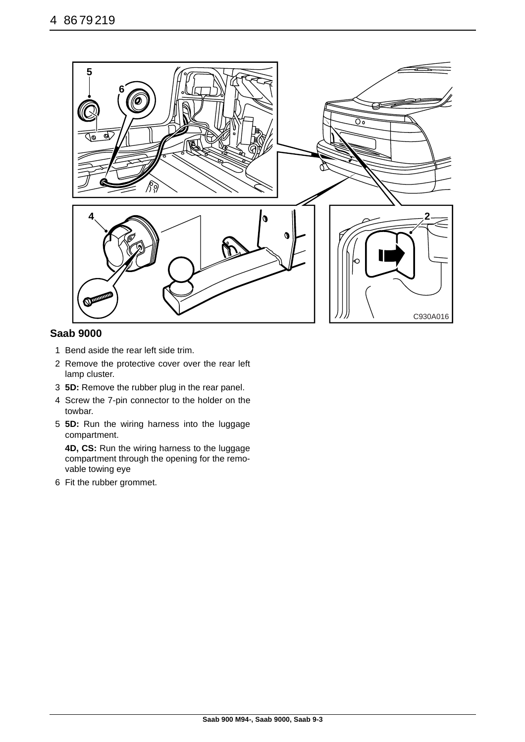## Saab 9000

1 Bend aside the rear left side trim.

2 Remove the protective cover over the rear left lamp cluster.

3 **5D:** Remove the rubber plug in the rear panel.

4 Screw the 7-pin connector to the holder on the towbar.

5 **5D:** Run the wiring harness into the luggage compartment.

   **4D, CS:** Run the wiring harness to the luggage compartment through the opening for the removable towing eye

6 Fit the rubber grommet.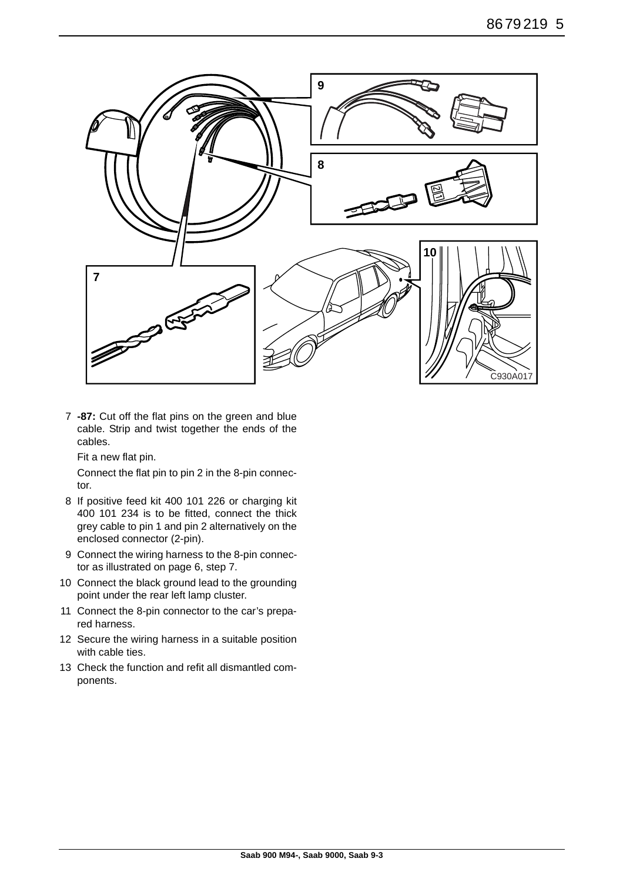7 **-87:** Cut off the flat pins on the green and blue cable. Strip and twist together the ends of the cables.

   Fit a new flat pin.

   Connect the flat pin to pin 2 in the 8-pin connector.

8 If positive feed kit 400 101 226 or charging kit 400 101 234 is to be fitted, connect the thick grey cable to pin 1 and pin 2 alternatively on the enclosed connector (2-pin).

9 Connect the wiring harness to the 8-pin connector as illustrated on page 6, step 7.

10 Connect the black ground lead to the grounding point under the rear left lamp cluster.

11 Connect the 8-pin connector to the car's prepared harness.

12 Secure the wiring harness in a suitable position with cable ties.

13 Check the function and refit all dismantled components.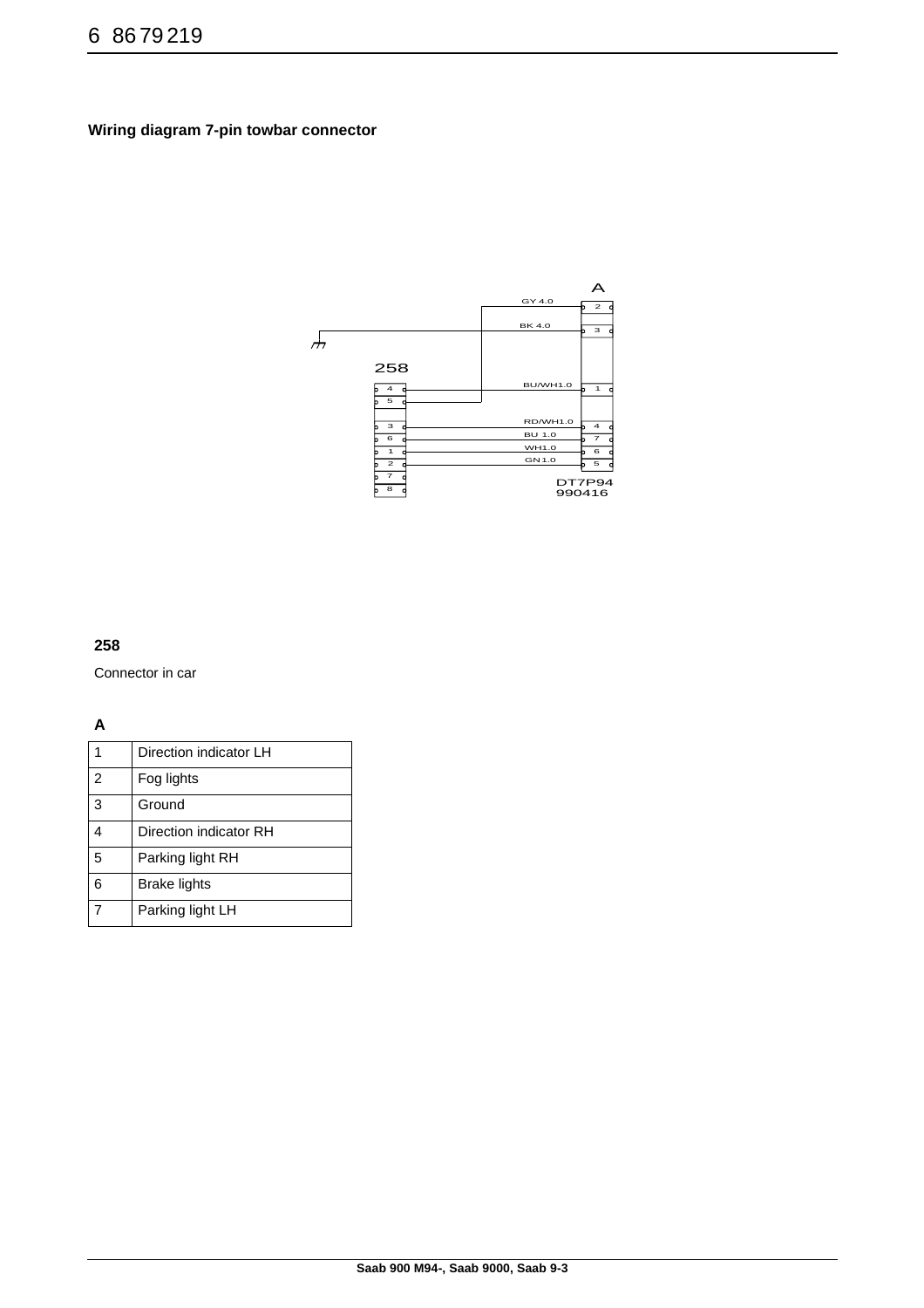## Wiring diagram 7-pin towbar connector

A

GY 4.0

BK 4.0

258

BU/WH1.0

RD/WH1.0

BU 1.0

WH1.0

GN1.0

DT7P94
990416

**258**

Connector in car

**A**

| | |
|---|---|
| 1 | Direction indicator LH |
| 2 | Fog lights |
| 3 | Ground |
| 4 | Direction indicator RH |
| 5 | Parking light RH |
| 6 | Brake lights |
| 7 | Parking light LH |